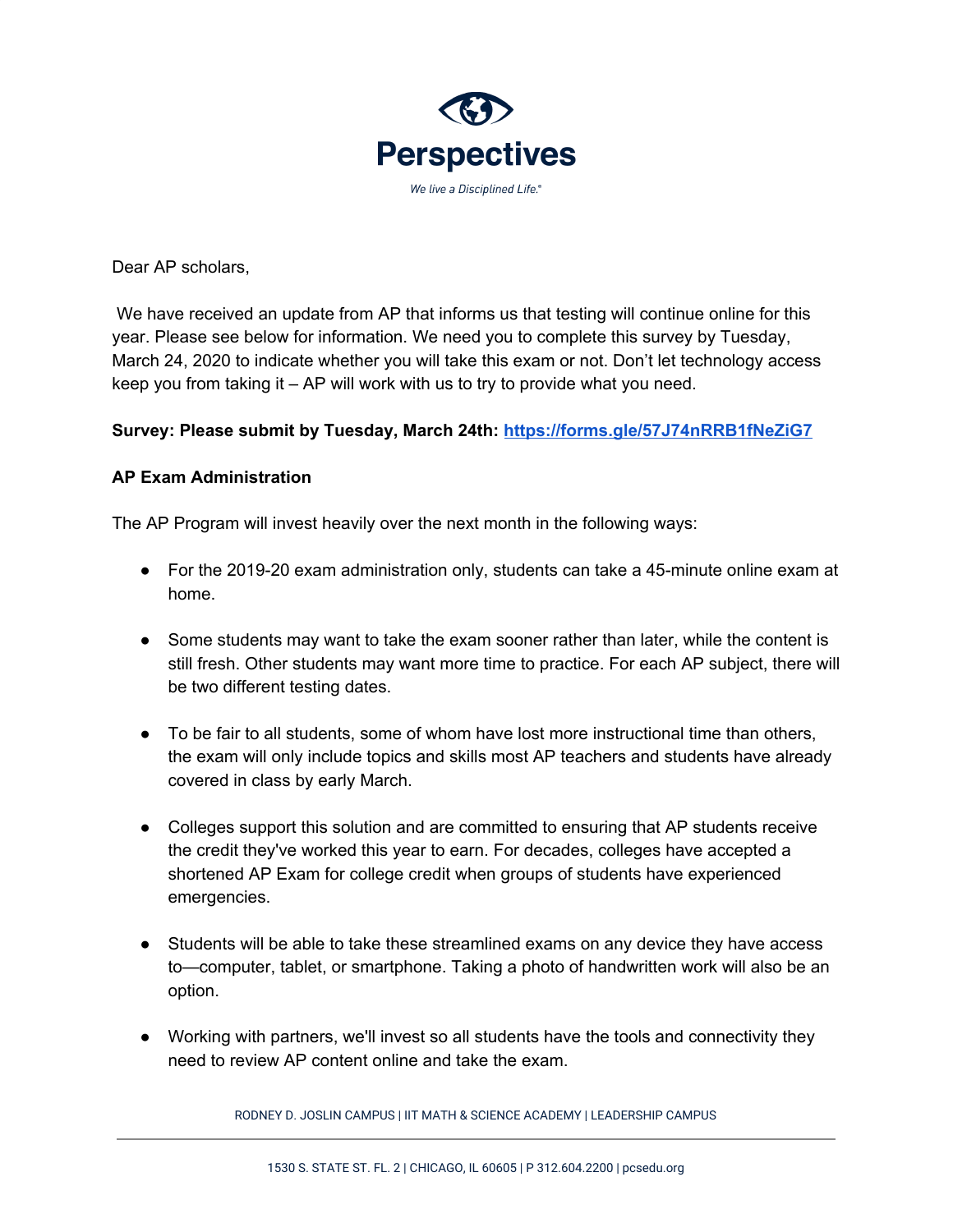Perspectives

*We live a Disciplined Life.®*

Dear AP scholars,

We have received an update from AP that informs us that testing will continue online for this year. Please see below for information. We need you to complete this survey by Tuesday, March 24, 2020 to indicate whether you will take this exam or not. Don't let technology access keep you from taking it – AP will work with us to try to provide what you need.

**Survey: Please submit by Tuesday, March 24th: https://forms.gle/57J74nRRB1fNeZiG7**

**AP Exam Administration**

The AP Program will invest heavily over the next month in the following ways:

- For the 2019-20 exam administration only, students can take a 45-minute online exam at home.
- Some students may want to take the exam sooner rather than later, while the content is still fresh. Other students may want more time to practice. For each AP subject, there will be two different testing dates.
- To be fair to all students, some of whom have lost more instructional time than others, the exam will only include topics and skills most AP teachers and students have already covered in class by early March.
- Colleges support this solution and are committed to ensuring that AP students receive the credit they've worked this year to earn. For decades, colleges have accepted a shortened AP Exam for college credit when groups of students have experienced emergencies.
- Students will be able to take these streamlined exams on any device they have access to—computer, tablet, or smartphone. Taking a photo of handwritten work will also be an option.
- Working with partners, we'll invest so all students have the tools and connectivity they need to review AP content online and take the exam.

RODNEY D. JOSLIN CAMPUS | IIT MATH & SCIENCE ACADEMY | LEADERSHIP CAMPUS

1530 S. STATE ST. FL. 2 | CHICAGO, IL 60605 | P 312.604.2200 | pcsedu.org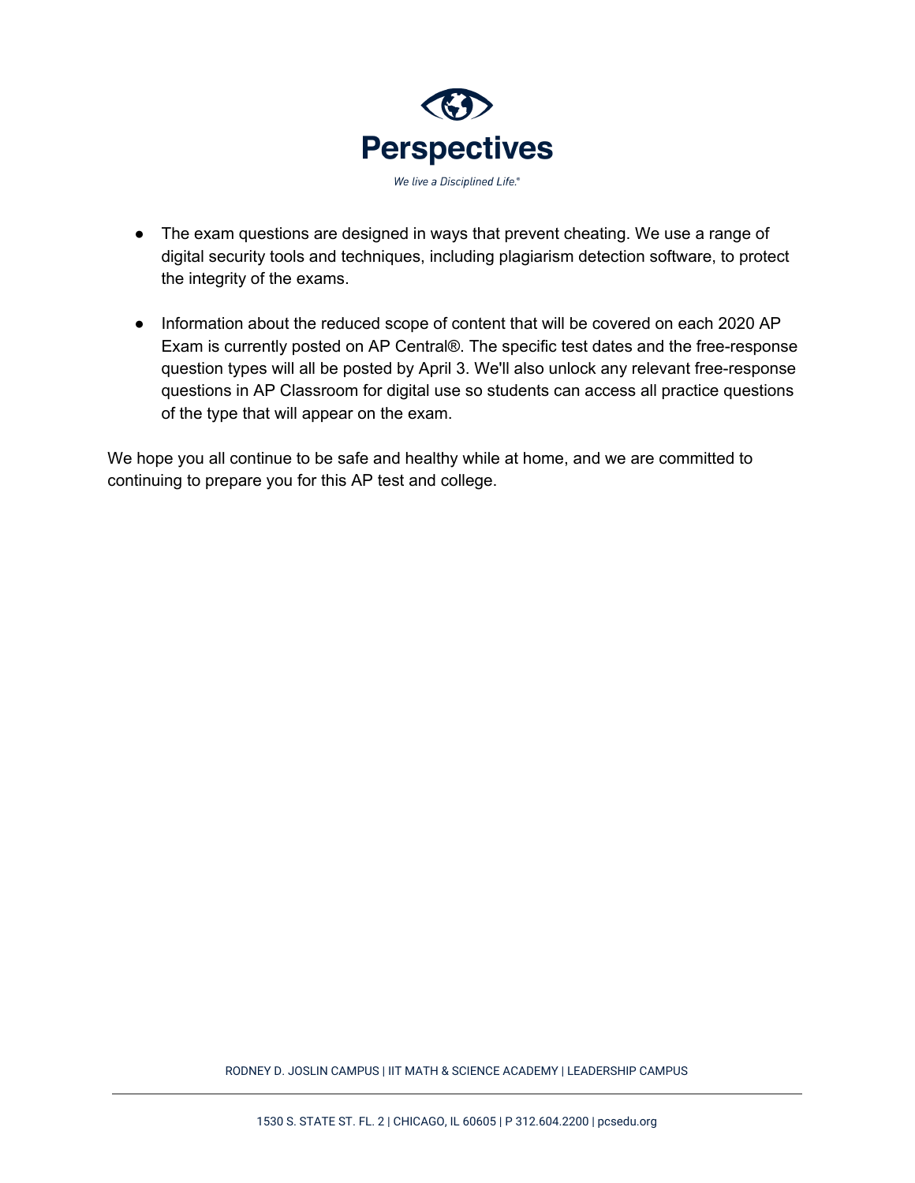- The exam questions are designed in ways that prevent cheating. We use a range of digital security tools and techniques, including plagiarism detection software, to protect the integrity of the exams.

- Information about the reduced scope of content that will be covered on each 2020 AP Exam is currently posted on AP Central®. The specific test dates and the free-response question types will all be posted by April 3. We'll also unlock any relevant free-response questions in AP Classroom for digital use so students can access all practice questions of the type that will appear on the exam.

We hope you all continue to be safe and healthy while at home, and we are committed to continuing to prepare you for this AP test and college.